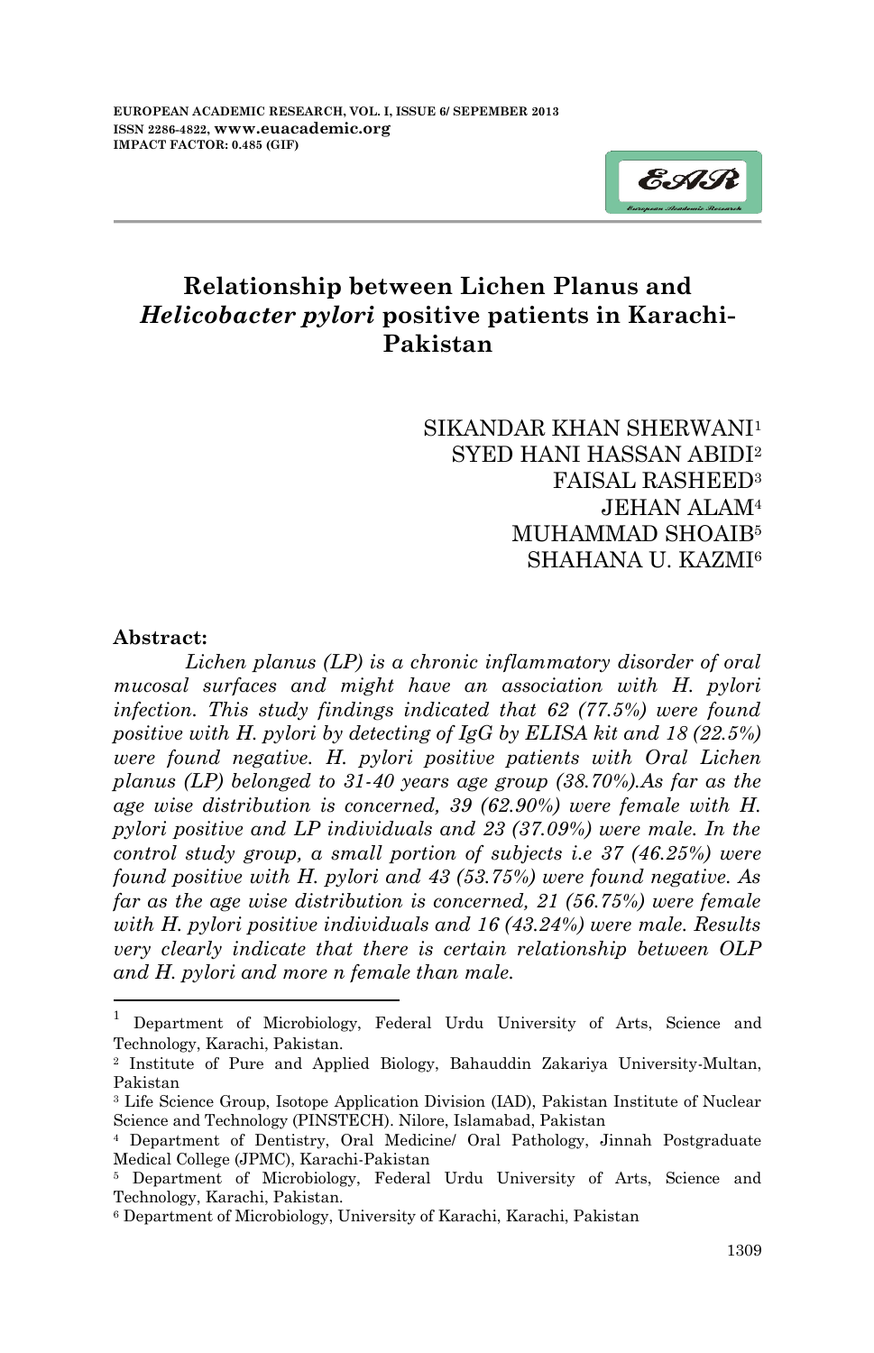# Relationship between Lichen Planus and *Helicobacter pylori* positive patients in Karachi-Pakistan

SIKANDAR KHAN SHERWANI[1]
SYED HANI HASSAN ABIDI[2]
FAISAL RASHEED[3]
JEHAN ALAM[4]
MUHAMMAD SHOAIB[5]
SHAHANA U. KAZMI[6]

**Abstract:**

*Lichen planus (LP) is a chronic inflammatory disorder of oral mucosal surfaces and might have an association with H. pylori infection. This study findings indicated that 62 (77.5%) were found positive with H. pylori by detecting of IgG by ELISA kit and 18 (22.5%) were found negative. H. pylori positive patients with Oral Lichen planus (LP) belonged to 31-40 years age group (38.70%).As far as the age wise distribution is concerned, 39 (62.90%) were female with H. pylori positive and LP individuals and 23 (37.09%) were male. In the control study group, a small portion of subjects i.e 37 (46.25%) were found positive with H. pylori and 43 (53.75%) were found negative. As far as the age wise distribution is concerned, 21 (56.75%) were female with H. pylori positive individuals and 16 (43.24%) were male. Results very clearly indicate that there is certain relationship between OLP and H. pylori and more n female than male.*

---

[1] Department of Microbiology, Federal Urdu University of Arts, Science and Technology, Karachi, Pakistan.
[2] Institute of Pure and Applied Biology, Bahauddin Zakariya University-Multan, Pakistan
[3] Life Science Group, Isotope Application Division (IAD), Pakistan Institute of Nuclear Science and Technology (PINSTECH). Nilore, Islamabad, Pakistan
[4] Department of Dentistry, Oral Medicine/ Oral Pathology, Jinnah Postgraduate Medical College (JPMC), Karachi-Pakistan
[5] Department of Microbiology, Federal Urdu University of Arts, Science and Technology, Karachi, Pakistan.
[6] Department of Microbiology, University of Karachi, Karachi, Pakistan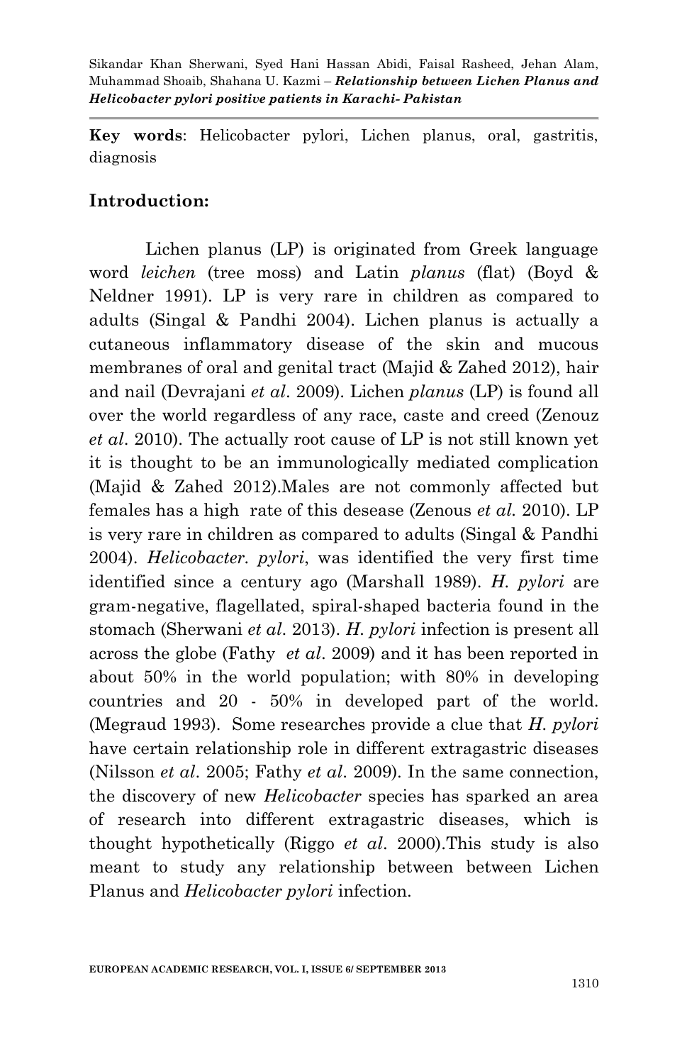**Key words**: Helicobacter pylori, Lichen planus, oral, gastritis, diagnosis

## Introduction:

Lichen planus (LP) is originated from Greek language word *leichen* (tree moss) and Latin *planus* (flat) (Boyd & Neldner 1991). LP is very rare in children as compared to adults (Singal & Pandhi 2004). Lichen planus is actually a cutaneous inflammatory disease of the skin and mucous membranes of oral and genital tract (Majid & Zahed 2012), hair and nail (Devrajani *et al*. 2009). Lichen *planus* (LP) is found all over the world regardless of any race, caste and creed (Zenouz *et al*. 2010). The actually root cause of LP is not still known yet it is thought to be an immunologically mediated complication (Majid & Zahed 2012).Males are not commonly affected but females has a high rate of this desease (Zenous *et al.* 2010). LP is very rare in children as compared to adults (Singal & Pandhi 2004). *Helicobacter. pylori*, was identified the very first time identified since a century ago (Marshall 1989). *H. pylori* are gram-negative, flagellated, spiral-shaped bacteria found in the stomach (Sherwani *et al*. 2013). *H. pylori* infection is present all across the globe (Fathy *et al*. 2009) and it has been reported in about 50% in the world population; with 80% in developing countries and 20 - 50% in developed part of the world. (Megraud 1993). Some researches provide a clue that *H. pylori* have certain relationship role in different extragastric diseases (Nilsson *et al*. 2005; Fathy *et al*. 2009). In the same connection, the discovery of new *Helicobacter* species has sparked an area of research into different extragastric diseases, which is thought hypothetically (Riggo *et al*. 2000).This study is also meant to study any relationship between between Lichen Planus and *Helicobacter pylori* infection.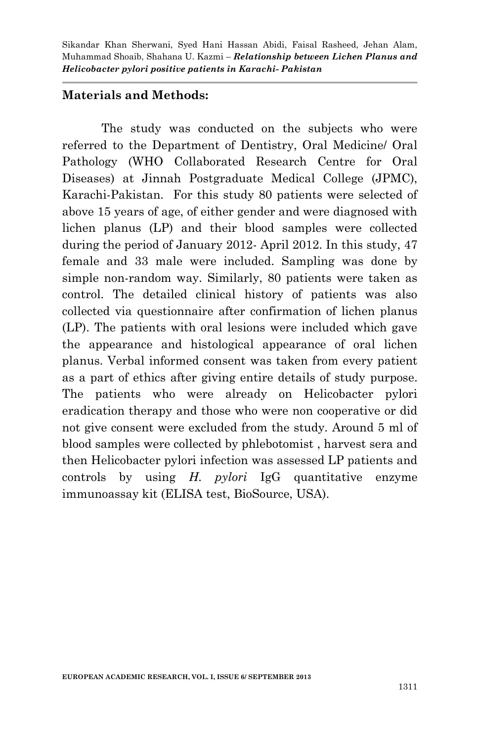## Materials and Methods:

The study was conducted on the subjects who were referred to the Department of Dentistry, Oral Medicine/ Oral Pathology (WHO Collaborated Research Centre for Oral Diseases) at Jinnah Postgraduate Medical College (JPMC), Karachi-Pakistan. For this study 80 patients were selected of above 15 years of age, of either gender and were diagnosed with lichen planus (LP) and their blood samples were collected during the period of January 2012- April 2012. In this study, 47 female and 33 male were included. Sampling was done by simple non-random way. Similarly, 80 patients were taken as control. The detailed clinical history of patients was also collected via questionnaire after confirmation of lichen planus (LP). The patients with oral lesions were included which gave the appearance and histological appearance of oral lichen planus. Verbal informed consent was taken from every patient as a part of ethics after giving entire details of study purpose. The patients who were already on Helicobacter pylori eradication therapy and those who were non cooperative or did not give consent were excluded from the study. Around 5 ml of blood samples were collected by phlebotomist , harvest sera and then Helicobacter pylori infection was assessed LP patients and controls by using *H. pylori* IgG quantitative enzyme immunoassay kit (ELISA test, BioSource, USA).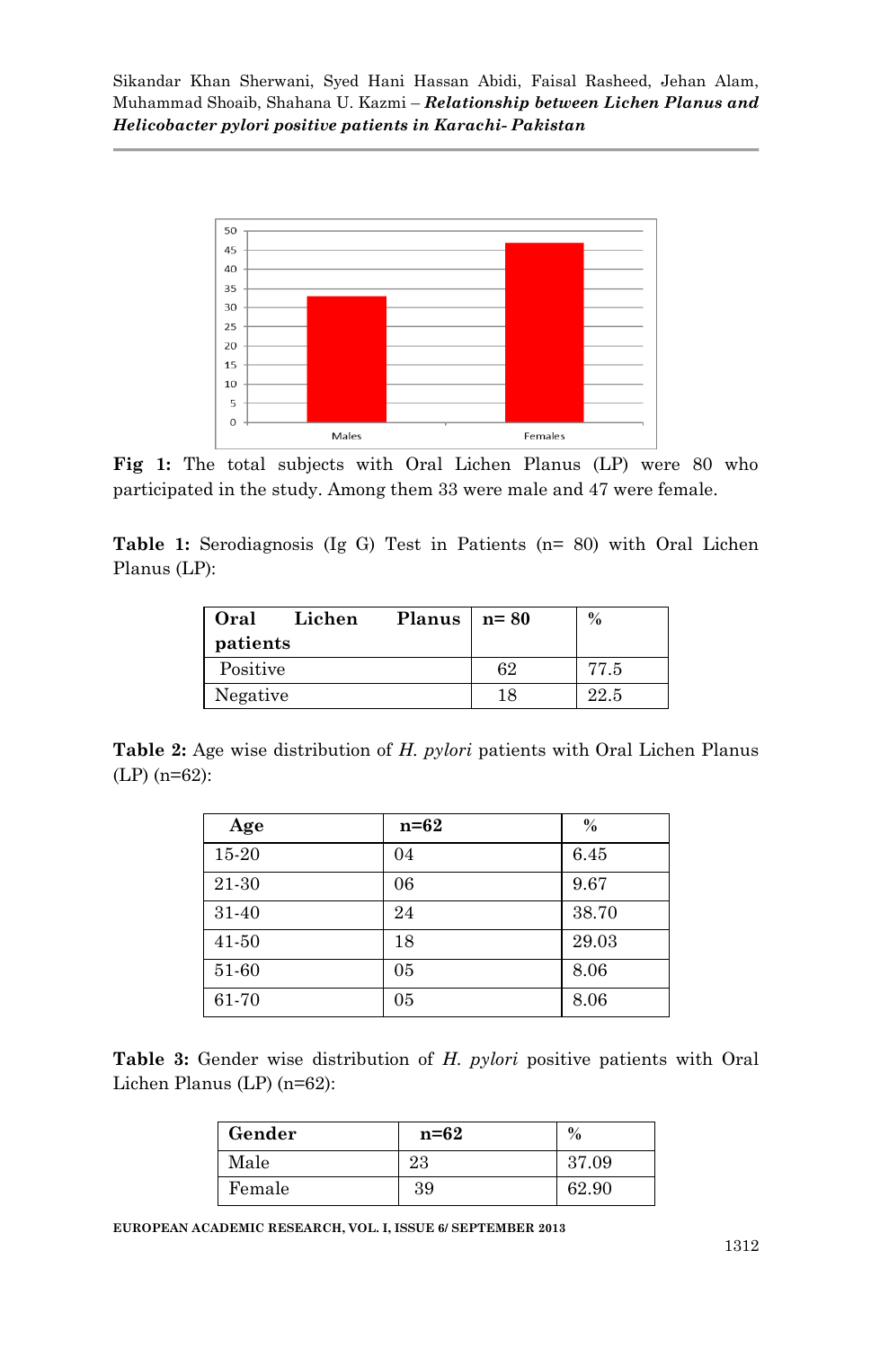**Fig 1:** The total subjects with Oral Lichen Planus (LP) were 80 who participated in the study. Among them 33 were male and 47 were female.

**Table 1:** Serodiagnosis (Ig G) Test in Patients (n= 80) with Oral Lichen Planus (LP):

| Oral Lichen Planus patients | n= 80 | % |
|---|---|---|
| Positive | 62 | 77.5 |
| Negative | 18 | 22.5 |

**Table 2:** Age wise distribution of *H. pylori* patients with Oral Lichen Planus (LP) (n=62):

| Age | n=62 | % |
|---|---|---|
| 15-20 | 04 | 6.45 |
| 21-30 | 06 | 9.67 |
| 31-40 | 24 | 38.70 |
| 41-50 | 18 | 29.03 |
| 51-60 | 05 | 8.06 |
| 61-70 | 05 | 8.06 |

**Table 3:** Gender wise distribution of *H. pylori* positive patients with Oral Lichen Planus (LP) (n=62):

| Gender | n=62 | % |
|---|---|---|
| Male | 23 | 37.09 |
| Female | 39 | 62.90 |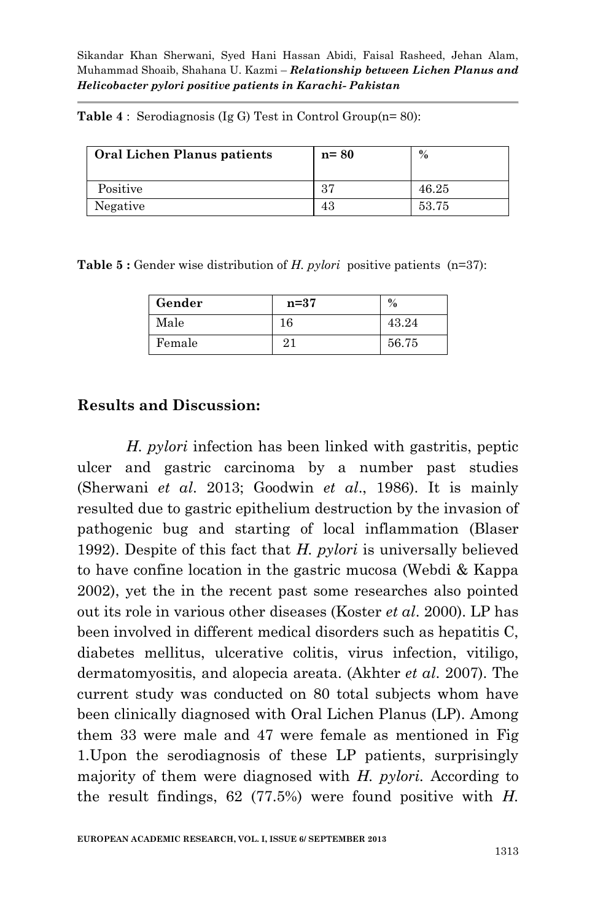**Table 4** : Serodiagnosis (Ig G) Test in Control Group(n= 80):

| **Oral Lichen Planus patients** | **n= 80** | **%** |
|---|---|---|
| Positive | 37 | 46.25 |
| Negative | 43 | 53.75 |

**Table 5 :** Gender wise distribution of *H. pylori* positive patients (n=37):

| **Gender** | **n=37** | **%** |
|---|---|---|
| Male | 16 | 43.24 |
| Female | 21 | 56.75 |

## Results and Discussion:

*H. pylori* infection has been linked with gastritis, peptic ulcer and gastric carcinoma by a number past studies (Sherwani *et al*. 2013; Goodwin *et al*., 1986). It is mainly resulted due to gastric epithelium destruction by the invasion of pathogenic bug and starting of local inflammation (Blaser 1992). Despite of this fact that *H. pylori* is universally believed to have confine location in the gastric mucosa (Webdi & Kappa 2002), yet the in the recent past some researches also pointed out its role in various other diseases (Koster *et al*. 2000). LP has been involved in different medical disorders such as hepatitis C, diabetes mellitus, ulcerative colitis, virus infection, vitiligo, dermatomyositis, and alopecia areata. (Akhter *et al*. 2007). The current study was conducted on 80 total subjects whom have been clinically diagnosed with Oral Lichen Planus (LP). Among them 33 were male and 47 were female as mentioned in Fig 1.Upon the serodiagnosis of these LP patients, surprisingly majority of them were diagnosed with *H. pylori*. According to the result findings, 62 (77.5%) were found positive with *H.*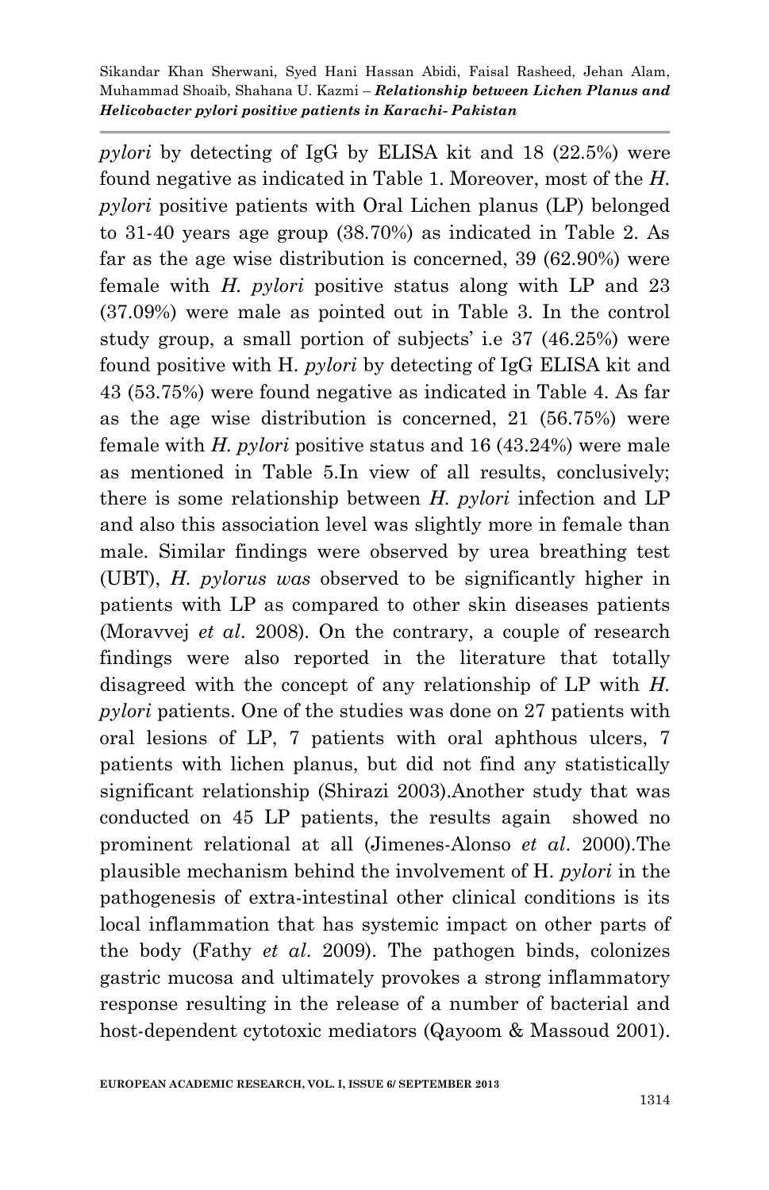*pylori* by detecting of IgG by ELISA kit and 18 (22.5%) were found negative as indicated in Table 1. Moreover, most of the *H. pylori* positive patients with Oral Lichen planus (LP) belonged to 31-40 years age group (38.70%) as indicated in Table 2. As far as the age wise distribution is concerned, 39 (62.90%) were female with *H. pylori* positive status along with LP and 23 (37.09%) were male as pointed out in Table 3. In the control study group, a small portion of subjects' i.e 37 (46.25%) were found positive with H. *pylori* by detecting of IgG ELISA kit and 43 (53.75%) were found negative as indicated in Table 4. As far as the age wise distribution is concerned, 21 (56.75%) were female with *H. pylori* positive status and 16 (43.24%) were male as mentioned in Table 5.In view of all results, conclusively; there is some relationship between *H. pylori* infection and LP and also this association level was slightly more in female than male. Similar findings were observed by urea breathing test (UBT), *H. pylorus was* observed to be significantly higher in patients with LP as compared to other skin diseases patients (Moravvej *et al*. 2008). On the contrary, a couple of research findings were also reported in the literature that totally disagreed with the concept of any relationship of LP with *H. pylori* patients. One of the studies was done on 27 patients with oral lesions of LP, 7 patients with oral aphthous ulcers, 7 patients with lichen planus, but did not find any statistically significant relationship (Shirazi 2003).Another study that was conducted on 45 LP patients, the results again showed no prominent relational at all (Jimenes-Alonso *et al*. 2000).The plausible mechanism behind the involvement of H. *pylori* in the pathogenesis of extra-intestinal other clinical conditions is its local inflammation that has systemic impact on other parts of the body (Fathy *et al*. 2009). The pathogen binds, colonizes gastric mucosa and ultimately provokes a strong inflammatory response resulting in the release of a number of bacterial and host-dependent cytotoxic mediators (Qayoom & Massoud 2001).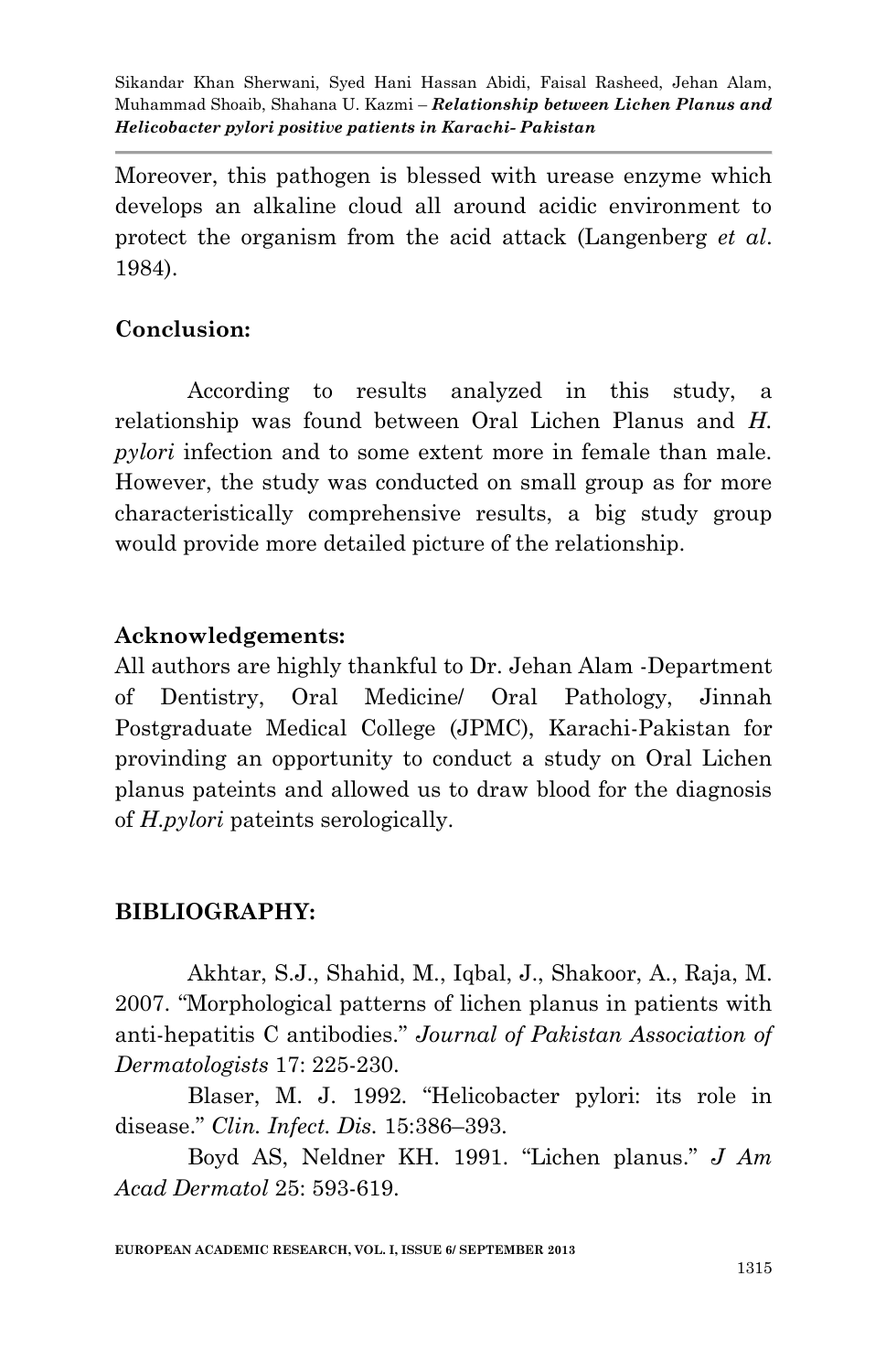Moreover, this pathogen is blessed with urease enzyme which develops an alkaline cloud all around acidic environment to protect the organism from the acid attack (Langenberg *et al*. 1984).

## Conclusion:

According to results analyzed in this study, a relationship was found between Oral Lichen Planus and *H. pylori* infection and to some extent more in female than male. However, the study was conducted on small group as for more characteristically comprehensive results, a big study group would provide more detailed picture of the relationship.

## Acknowledgements:

All authors are highly thankful to Dr. Jehan Alam -Department of Dentistry, Oral Medicine/ Oral Pathology, Jinnah Postgraduate Medical College (JPMC), Karachi-Pakistan for provinding an opportunity to conduct a study on Oral Lichen planus pateints and allowed us to draw blood for the diagnosis of *H.pylori* pateints serologically.

## BIBLIOGRAPHY:

Akhtar, S.J., Shahid, M., Iqbal, J., Shakoor, A., Raja, M. 2007. "Morphological patterns of lichen planus in patients with anti-hepatitis C antibodies." *Journal of Pakistan Association of Dermatologists* 17: 225-230.

Blaser, M. J. 1992. "Helicobacter pylori: its role in disease." *Clin. Infect. Dis.* 15:386–393.

Boyd AS, Neldner KH. 1991. "Lichen planus." *J Am Acad Dermatol* 25: 593-619.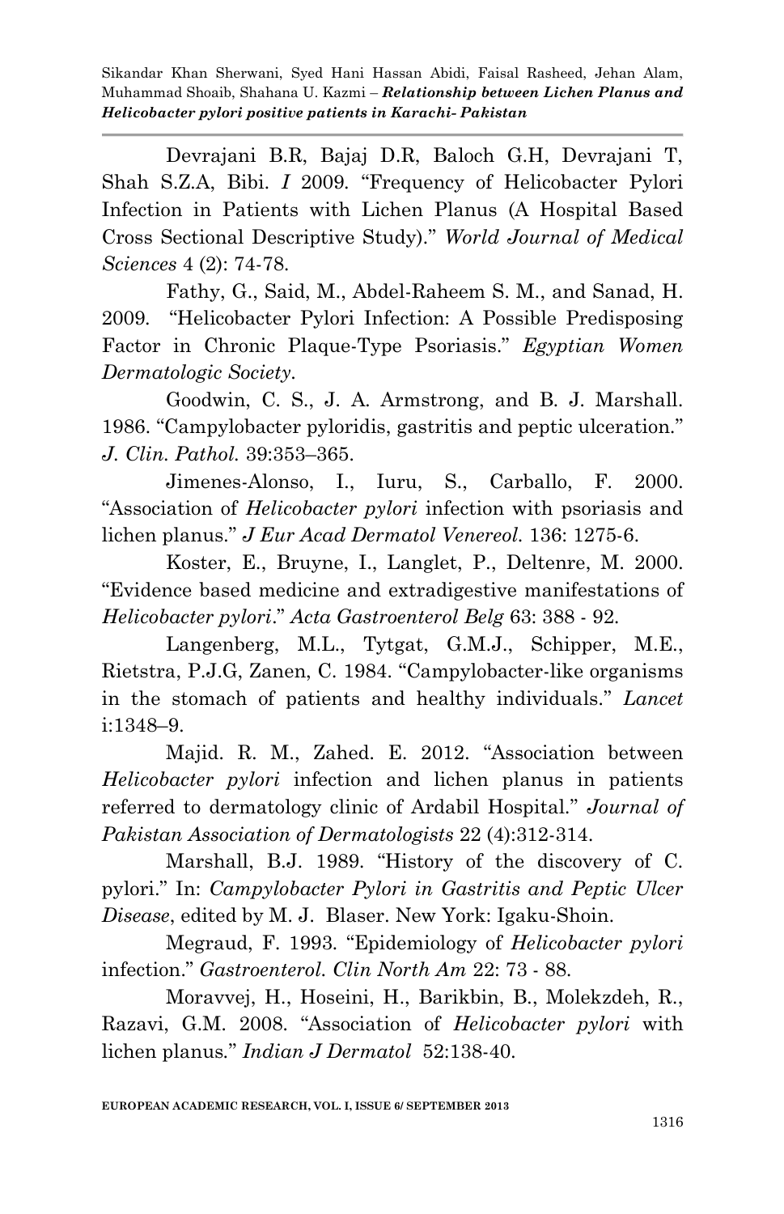Devrajani B.R, Bajaj D.R, Baloch G.H, Devrajani T, Shah S.Z.A, Bibi. *I* 2009. "Frequency of Helicobacter Pylori Infection in Patients with Lichen Planus (A Hospital Based Cross Sectional Descriptive Study)." *World Journal of Medical Sciences* 4 (2): 74-78.

Fathy, G., Said, M., Abdel-Raheem S. M., and Sanad, H. 2009. "Helicobacter Pylori Infection: A Possible Predisposing Factor in Chronic Plaque-Type Psoriasis." *Egyptian Women Dermatologic Society*.

Goodwin, C. S., J. A. Armstrong, and B. J. Marshall. 1986. "Campylobacter pyloridis, gastritis and peptic ulceration." *J. Clin. Pathol.* 39:353–365.

Jimenes-Alonso, I., Iuru, S., Carballo, F. 2000. "Association of *Helicobacter pylori* infection with psoriasis and lichen planus." *J Eur Acad Dermatol Venereol.* 136: 1275-6.

Koster, E., Bruyne, I., Langlet, P., Deltenre, M. 2000. "Evidence based medicine and extradigestive manifestations of *Helicobacter pylori*." *Acta Gastroenterol Belg* 63: 388 - 92.

Langenberg, M.L., Tytgat, G.M.J., Schipper, M.E., Rietstra, P.J.G, Zanen, C. 1984. "Campylobacter-like organisms in the stomach of patients and healthy individuals." *Lancet* i:1348–9.

Majid. R. M., Zahed. E. 2012. "Association between *Helicobacter pylori* infection and lichen planus in patients referred to dermatology clinic of Ardabil Hospital." *Journal of Pakistan Association of Dermatologists* 22 (4):312-314.

Marshall, B.J. 1989. "History of the discovery of C. pylori." In: *Campylobacter Pylori in Gastritis and Peptic Ulcer Disease*, edited by M. J. Blaser. New York: Igaku-Shoin.

Megraud, F. 1993. "Epidemiology of *Helicobacter pylori* infection." *Gastroenterol. Clin North Am* 22: 73 - 88.

Moravvej, H., Hoseini, H., Barikbin, B., Molekzdeh, R., Razavi, G.M. 2008. "Association of *Helicobacter pylori* with lichen planus." *Indian J Dermatol* 52:138-40.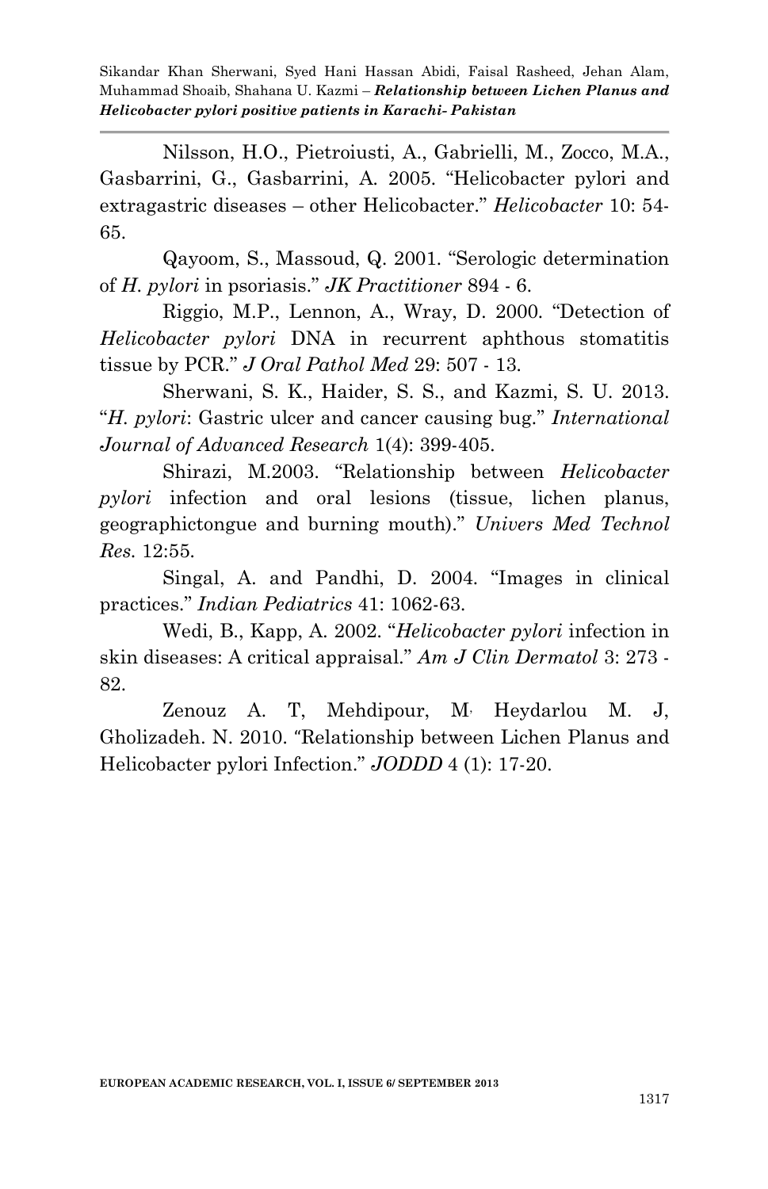Nilsson, H.O., Pietroiusti, A., Gabrielli, M., Zocco, M.A., Gasbarrini, G., Gasbarrini, A. 2005. "Helicobacter pylori and extragastric diseases – other Helicobacter." *Helicobacter* 10: 54-65.

Qayoom, S., Massoud, Q. 2001. "Serologic determination of *H. pylori* in psoriasis." *JK Practitioner* 894 - 6.

Riggio, M.P., Lennon, A., Wray, D. 2000. "Detection of *Helicobacter pylori* DNA in recurrent aphthous stomatitis tissue by PCR." *J Oral Pathol Med* 29: 507 - 13.

Sherwani, S. K., Haider, S. S., and Kazmi, S. U. 2013. "*H. pylori*: Gastric ulcer and cancer causing bug." *International Journal of Advanced Research* 1(4): 399-405.

Shirazi, M.2003. "Relationship between *Helicobacter pylori* infection and oral lesions (tissue, lichen planus, geographictongue and burning mouth)." *Univers Med Technol Res.* 12:55.

Singal, A. and Pandhi, D. 2004. "Images in clinical practices." *Indian Pediatrics* 41: 1062-63.

Wedi, B., Kapp, A. 2002. "*Helicobacter pylori* infection in skin diseases: A critical appraisal." *Am J Clin Dermatol* 3: 273 - 82.

Zenouz A. T, Mehdipour, M, Heydarlou M. J, Gholizadeh. N. 2010. "Relationship between Lichen Planus and Helicobacter pylori Infection." *JODDD* 4 (1): 17-20.